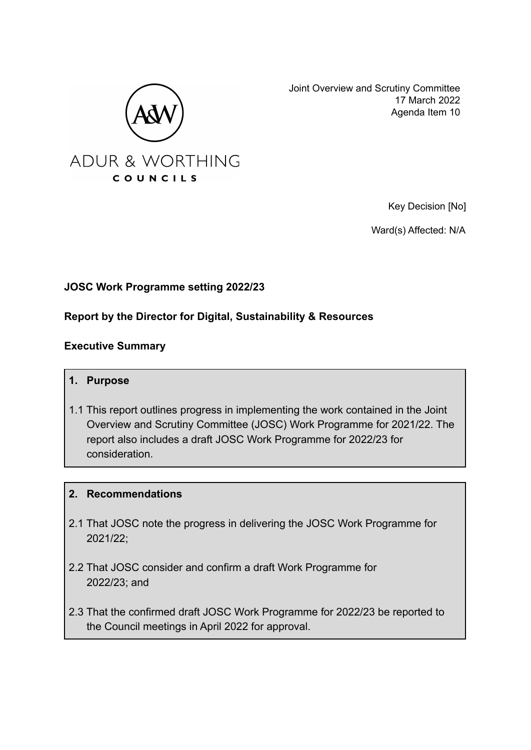Joint Overview and Scrutiny Committee
17 March 2022
Agenda Item 10

ADUR & WORTHING COUNCILS

Key Decision [No]

Ward(s) Affected: N/A

**JOSC Work Programme setting 2022/23**

**Report by the Director for Digital, Sustainability & Resources**

**Executive Summary**

**1. Purpose**

1.1 This report outlines progress in implementing the work contained in the Joint Overview and Scrutiny Committee (JOSC) Work Programme for 2021/22. The report also includes a draft JOSC Work Programme for 2022/23 for consideration.

**2. Recommendations**

2.1 That JOSC note the progress in delivering the JOSC Work Programme for 2021/22;

2.2 That JOSC consider and confirm a draft Work Programme for 2022/23; and

2.3 That the confirmed draft JOSC Work Programme for 2022/23 be reported to the Council meetings in April 2022 for approval.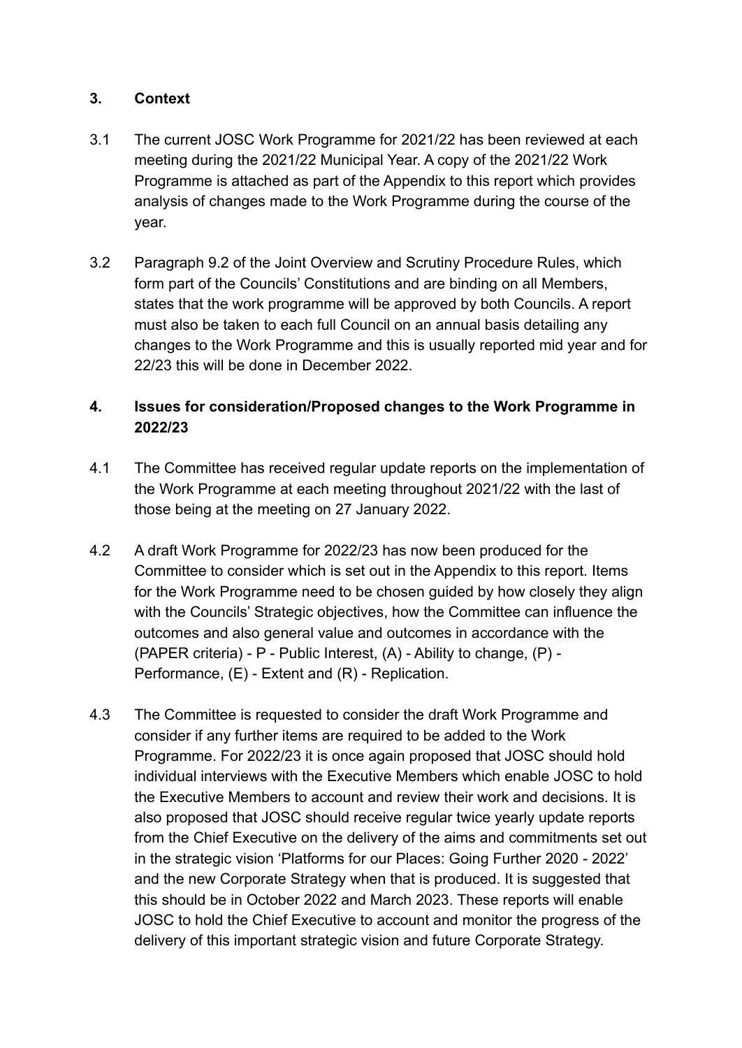## 3. Context

3.1 The current JOSC Work Programme for 2021/22 has been reviewed at each meeting during the 2021/22 Municipal Year. A copy of the 2021/22 Work Programme is attached as part of the Appendix to this report which provides analysis of changes made to the Work Programme during the course of the year.

3.2 Paragraph 9.2 of the Joint Overview and Scrutiny Procedure Rules, which form part of the Councils' Constitutions and are binding on all Members, states that the work programme will be approved by both Councils. A report must also be taken to each full Council on an annual basis detailing any changes to the Work Programme and this is usually reported mid year and for 22/23 this will be done in December 2022.

## 4. Issues for consideration/Proposed changes to the Work Programme in 2022/23

4.1 The Committee has received regular update reports on the implementation of the Work Programme at each meeting throughout 2021/22 with the last of those being at the meeting on 27 January 2022.

4.2 A draft Work Programme for 2022/23 has now been produced for the Committee to consider which is set out in the Appendix to this report. Items for the Work Programme need to be chosen guided by how closely they align with the Councils' Strategic objectives, how the Committee can influence the outcomes and also general value and outcomes in accordance with the (PAPER criteria) - P - Public Interest, (A) - Ability to change, (P) - Performance, (E) - Extent and (R) - Replication.

4.3 The Committee is requested to consider the draft Work Programme and consider if any further items are required to be added to the Work Programme. For 2022/23 it is once again proposed that JOSC should hold individual interviews with the Executive Members which enable JOSC to hold the Executive Members to account and review their work and decisions. It is also proposed that JOSC should receive regular twice yearly update reports from the Chief Executive on the delivery of the aims and commitments set out in the strategic vision 'Platforms for our Places: Going Further 2020 - 2022' and the new Corporate Strategy when that is produced. It is suggested that this should be in October 2022 and March 2023. These reports will enable JOSC to hold the Chief Executive to account and monitor the progress of the delivery of this important strategic vision and future Corporate Strategy.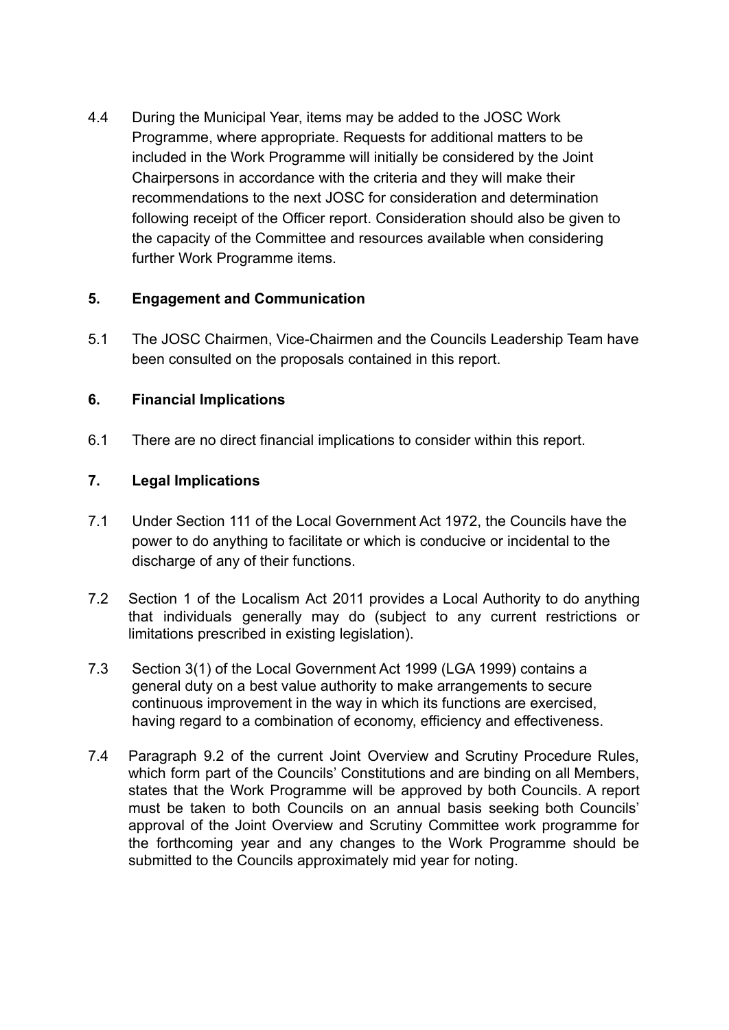4.4 During the Municipal Year, items may be added to the JOSC Work Programme, where appropriate. Requests for additional matters to be included in the Work Programme will initially be considered by the Joint Chairpersons in accordance with the criteria and they will make their recommendations to the next JOSC for consideration and determination following receipt of the Officer report. Consideration should also be given to the capacity of the Committee and resources available when considering further Work Programme items.

## 5. Engagement and Communication

5.1 The JOSC Chairmen, Vice-Chairmen and the Councils Leadership Team have been consulted on the proposals contained in this report.

## 6. Financial Implications

6.1 There are no direct financial implications to consider within this report.

## 7. Legal Implications

7.1 Under Section 111 of the Local Government Act 1972, the Councils have the power to do anything to facilitate or which is conducive or incidental to the discharge of any of their functions.

7.2 Section 1 of the Localism Act 2011 provides a Local Authority to do anything that individuals generally may do (subject to any current restrictions or limitations prescribed in existing legislation).

7.3 Section 3(1) of the Local Government Act 1999 (LGA 1999) contains a general duty on a best value authority to make arrangements to secure continuous improvement in the way in which its functions are exercised, having regard to a combination of economy, efficiency and effectiveness.

7.4 Paragraph 9.2 of the current Joint Overview and Scrutiny Procedure Rules, which form part of the Councils' Constitutions and are binding on all Members, states that the Work Programme will be approved by both Councils. A report must be taken to both Councils on an annual basis seeking both Councils' approval of the Joint Overview and Scrutiny Committee work programme for the forthcoming year and any changes to the Work Programme should be submitted to the Councils approximately mid year for noting.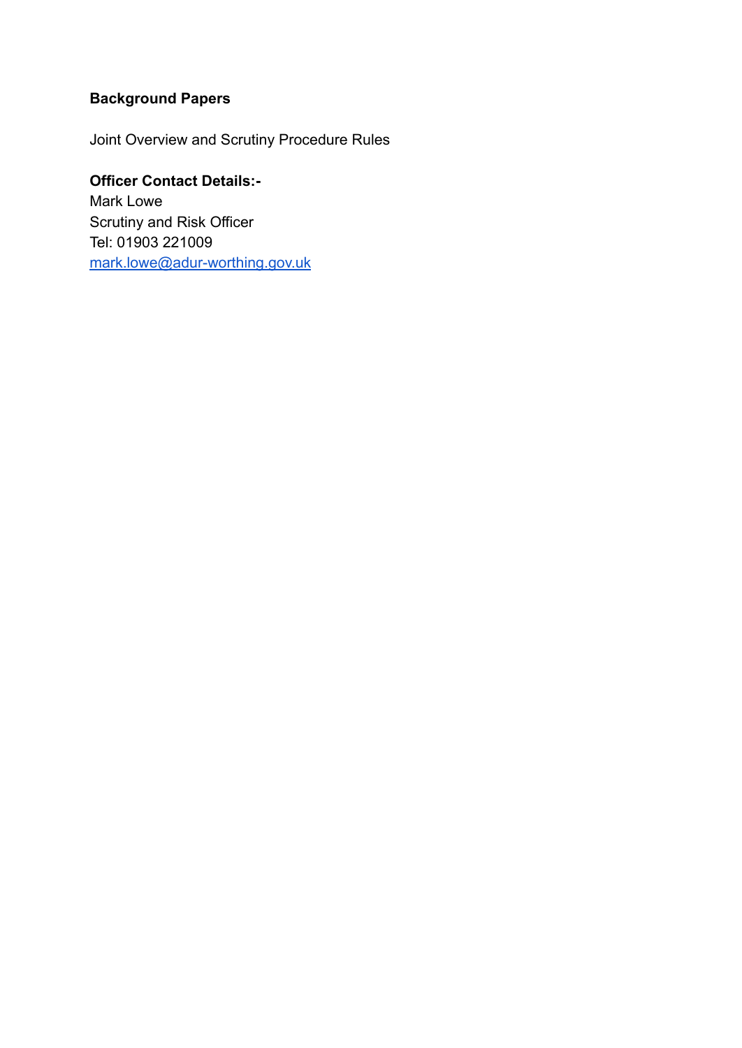**Background Papers**

Joint Overview and Scrutiny Procedure Rules

**Officer Contact Details:-**
Mark Lowe
Scrutiny and Risk Officer
Tel: 01903 221009
[mark.lowe@adur-worthing.gov.uk](mailto:mark.lowe@adur-worthing.gov.uk)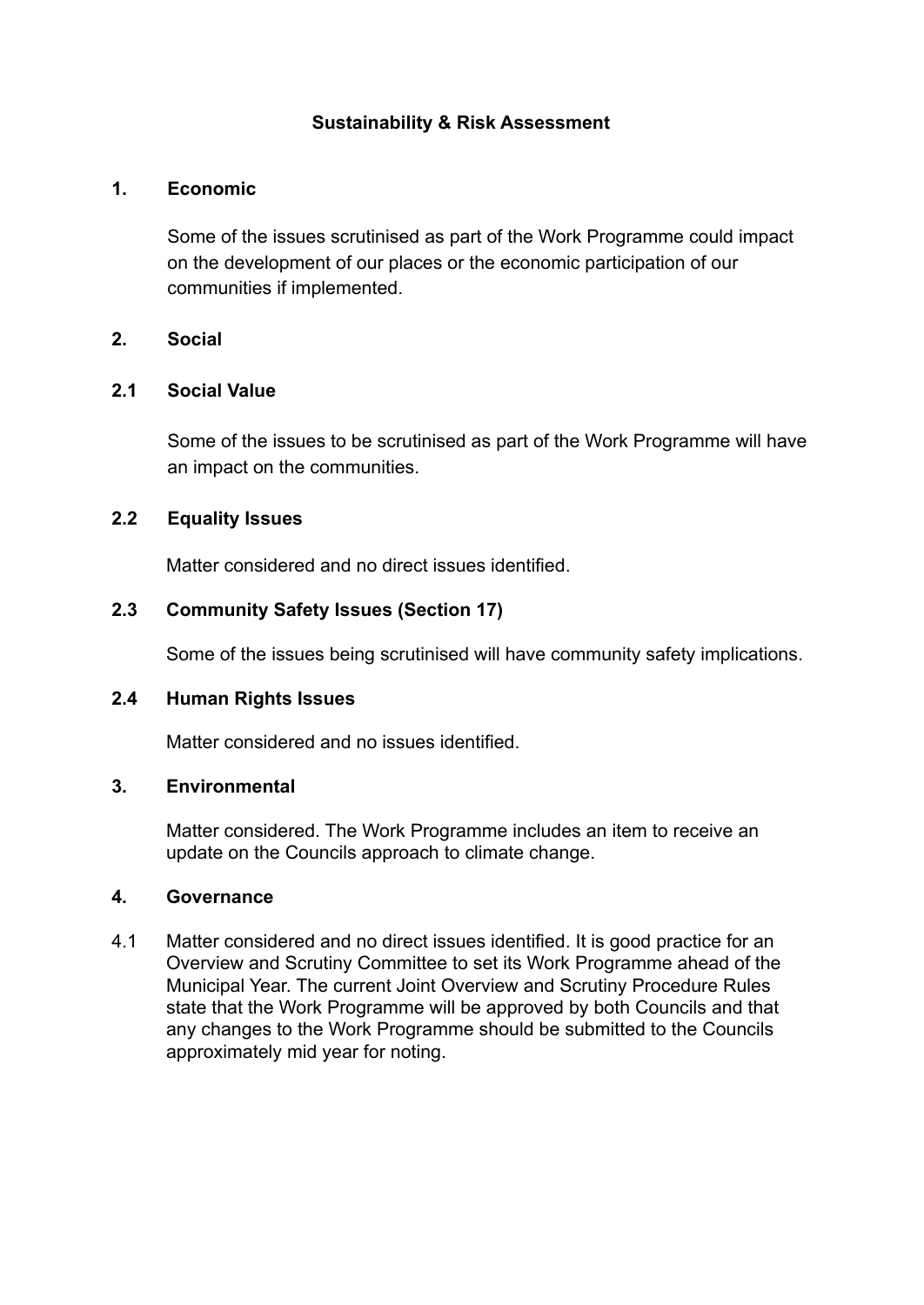## Sustainability & Risk Assessment

### 1. Economic

Some of the issues scrutinised as part of the Work Programme could impact on the development of our places or the economic participation of our communities if implemented.

### 2. Social

#### 2.1 Social Value

Some of the issues to be scrutinised as part of the Work Programme will have an impact on the communities.

#### 2.2 Equality Issues

Matter considered and no direct issues identified.

#### 2.3 Community Safety Issues (Section 17)

Some of the issues being scrutinised will have community safety implications.

#### 2.4 Human Rights Issues

Matter considered and no issues identified.

### 3. Environmental

Matter considered. The Work Programme includes an item to receive an update on the Councils approach to climate change.

### 4. Governance

4.1 Matter considered and no direct issues identified. It is good practice for an Overview and Scrutiny Committee to set its Work Programme ahead of the Municipal Year. The current Joint Overview and Scrutiny Procedure Rules state that the Work Programme will be approved by both Councils and that any changes to the Work Programme should be submitted to the Councils approximately mid year for noting.